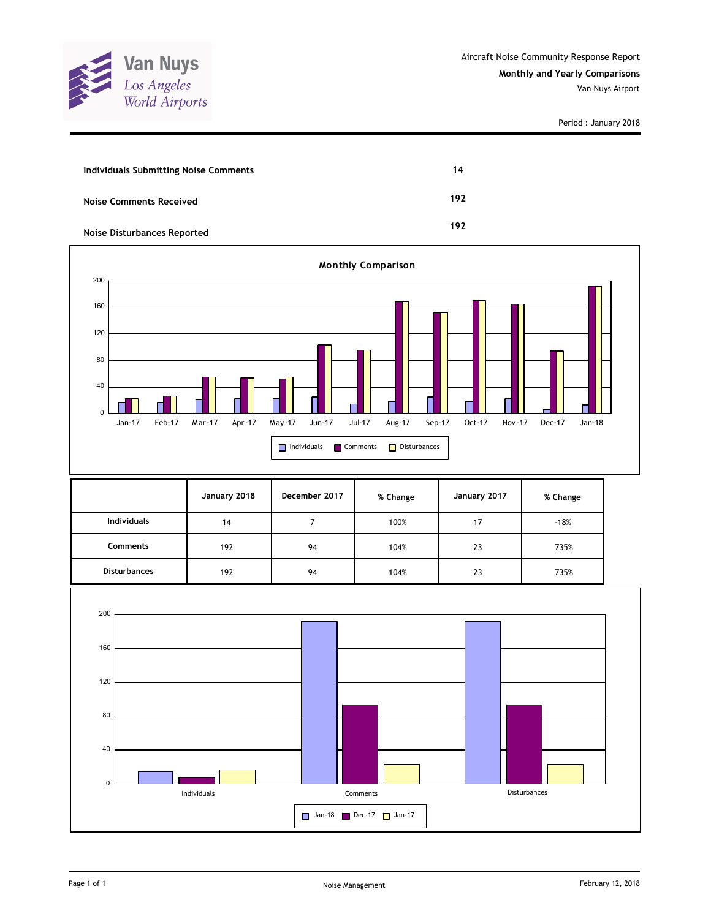Van Nuys
*Los Angeles World Airports*

Aircraft Noise Community Response Report

**Monthly and Yearly Comparisons**

Van Nuys Airport

Period : January 2018

| | |
|---|---|
| **Individuals Submitting Noise Comments** | **14** |
| **Noise Comments Received** | **192** |
| **Noise Disturbances Reported** | **192** |

**Monthly Comparison**

| | January 2018 | December 2017 | % Change | January 2017 | % Change |
|---|---|---|---|---|---|
| **Individuals** | 14 | 7 | 100% | 17 | -18% |
| **Comments** | 192 | 94 | 104% | 23 | 735% |
| **Disturbances** | 192 | 94 | 104% | 23 | 735% |

Noise Management

February 12, 2018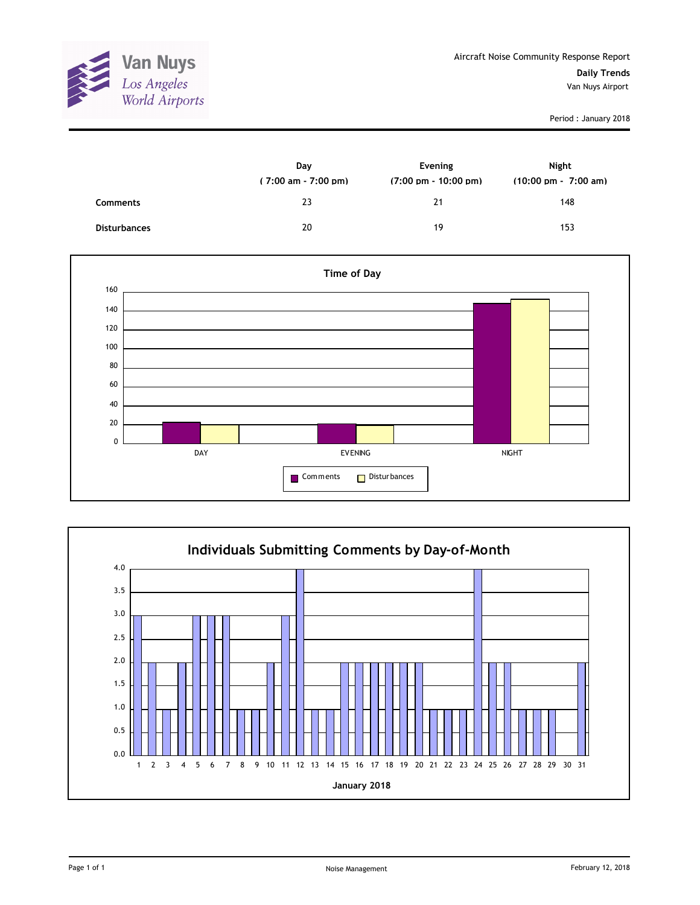Van Nuys
Los Angeles
World Airports

Aircraft Noise Community Response Report

**Daily Trends**

Van Nuys Airport

Period : January 2018

| | Day ( 7:00 am - 7:00 pm) | Evening (7:00 pm - 10:00 pm) | Night (10:00 pm - 7:00 am) |
|---|---|---|---|
| **Comments** | 23 | 21 | 148 |
| **Disturbances** | 20 | 19 | 153 |

**Time of Day**

**Individuals Submitting Comments by Day-of-Month**

| Day | 1 | 2 | 3 | 4 | 5 | 6 | 7 | 8 | 9 | 10 | 11 | 12 | 13 | 14 | 15 | 16 | 17 | 18 | 19 | 20 | 21 | 22 | 23 | 24 | 25 | 26 | 27 | 28 | 29 | 30 | 31 |
|---|---|---|---|---|---|---|---|---|---|---|---|---|---|---|---|---|---|---|---|---|---|---|---|---|---|---|---|---|---|---|---|
| Individuals | 3 | 2 | 1 | 2 | 3 | 3 | 3 | 1 | 1 | 2 | 3 | 4 | 1 | 1 | 2 | 2 | 2 | 2 | 2 | 2 | 1 | 1 | 1 | 4 | 2 | 2 | 1 | 1 | 1 | 0 | 2 |

January 2018

Noise Management

February 12, 2018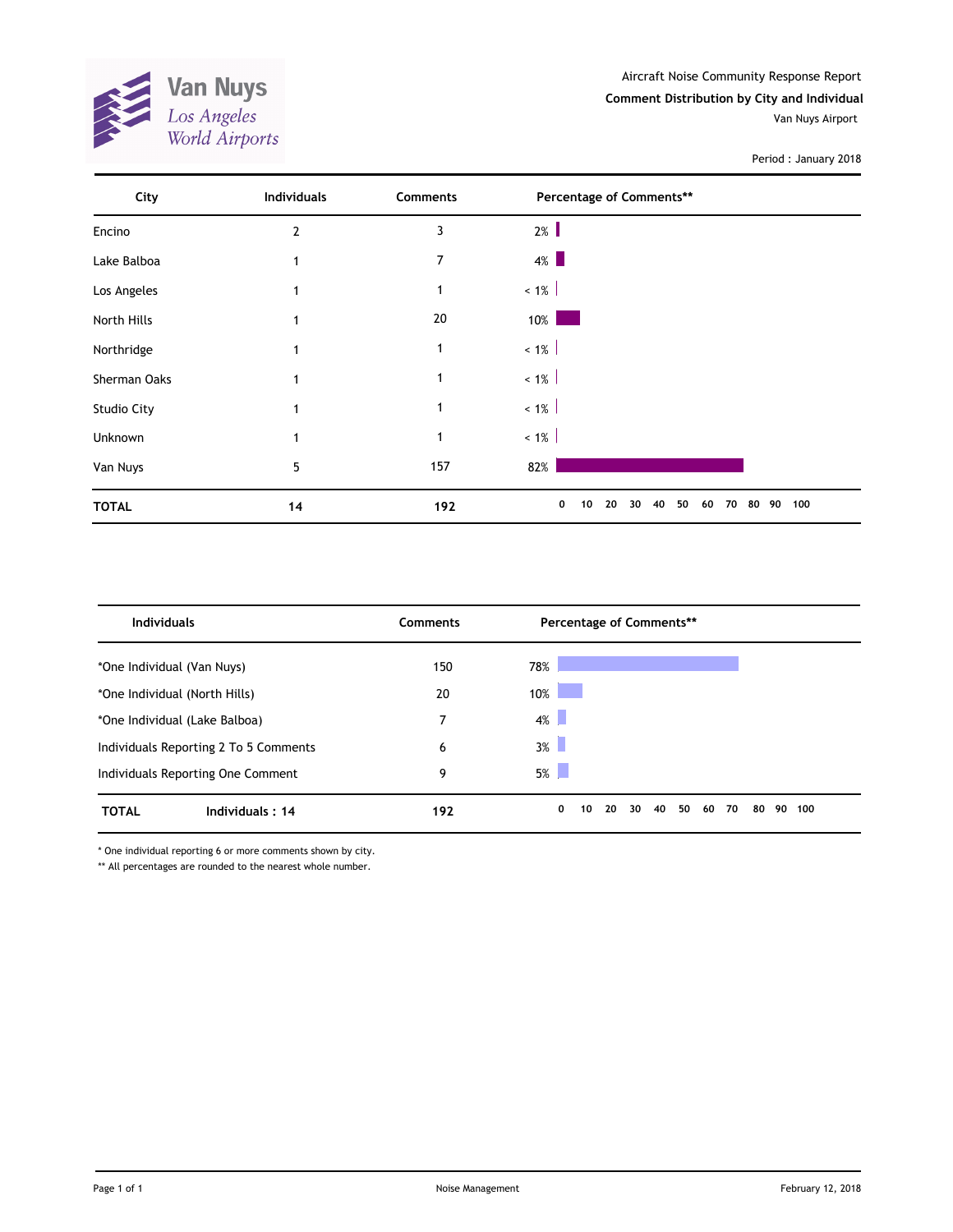Van Nuys
Los Angeles World Airports

Aircraft Noise Community Response Report

**Comment Distribution by City and Individual**

Van Nuys Airport

Period : January 2018

| City | Individuals | Comments | Percentage of Comments** |
|---|---|---|---|
| Encino | 2 | 3 | 2% |
| Lake Balboa | 1 | 7 | 4% |
| Los Angeles | 1 | 1 | < 1% |
| North Hills | 1 | 20 | 10% |
| Northridge | 1 | 1 | < 1% |
| Sherman Oaks | 1 | 1 | < 1% |
| Studio City | 1 | 1 | < 1% |
| Unknown | 1 | 1 | < 1% |
| Van Nuys | 5 | 157 | 82% |
| **TOTAL** | **14** | **192** | |

| Individuals | Comments | Percentage of Comments** |
|---|---|---|
| *One Individual (Van Nuys) | 150 | 78% |
| *One Individual (North Hills) | 20 | 10% |
| *One Individual (Lake Balboa) | 7 | 4% |
| Individuals Reporting 2 To 5 Comments | 6 | 3% |
| Individuals Reporting One Comment | 9 | 5% |
| **TOTAL** **Individuals : 14** | **192** | |

* One individual reporting 6 or more comments shown by city.

** All percentages are rounded to the nearest whole number.

Noise Management

February 12, 2018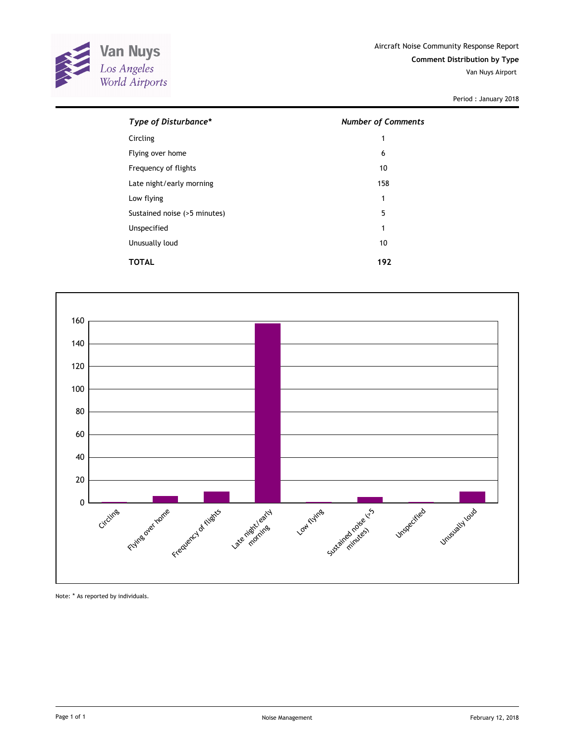Van Nuys
Los Angeles
World Airports

Aircraft Noise Community Response Report

**Comment Distribution by Type**

Van Nuys Airport

Period : January 2018

| ***Type of Disturbance**** | ***Number of Comments*** |
|---|---|
| Circling | 1 |
| Flying over home | 6 |
| Frequency of flights | 10 |
| Late night/early morning | 158 |
| Low flying | 1 |
| Sustained noise (>5 minutes) | 5 |
| Unspecified | 1 |
| Unusually loud | 10 |
| **TOTAL** | **192** |

Note: * As reported by individuals.

Noise Management

February 12, 2018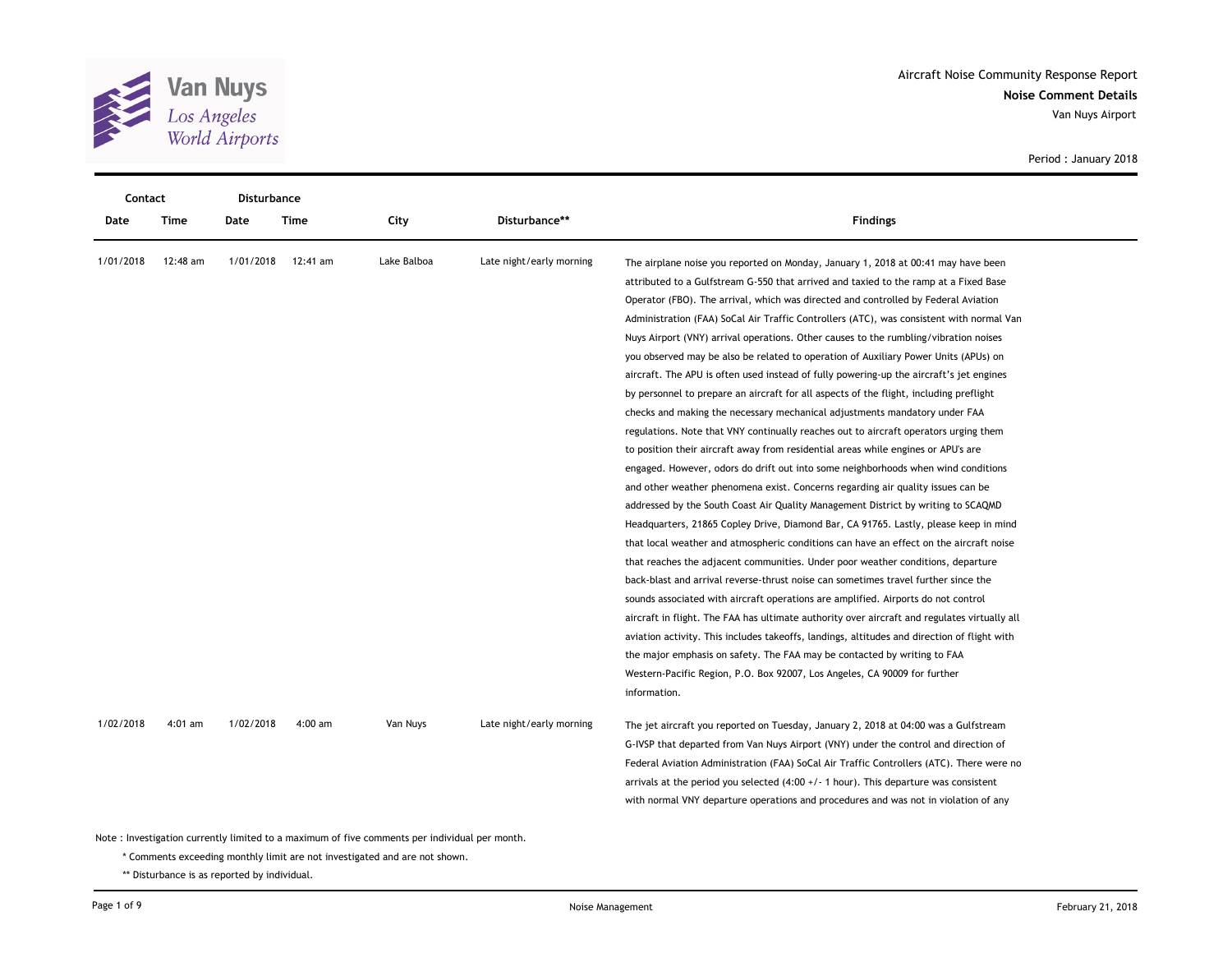Aircraft Noise Community Response Report

**Noise Comment Details**

Van Nuys Airport

Period : January 2018

| Contact | | Disturbance | | | | |
|---|---|---|---|---|---|---|
| Date | Time | Date | Time | City | Disturbance** | Findings |
| 1/01/2018 | 12:48 am | 1/01/2018 | 12:41 am | Lake Balboa | Late night/early morning | The airplane noise you reported on Monday, January 1, 2018 at 00:41 may have been attributed to a Gulfstream G-550 that arrived and taxied to the ramp at a Fixed Base Operator (FBO). The arrival, which was directed and controlled by Federal Aviation Administration (FAA) SoCal Air Traffic Controllers (ATC), was consistent with normal Van Nuys Airport (VNY) arrival operations. Other causes to the rumbling/vibration noises you observed may be also be related to operation of Auxiliary Power Units (APUs) on aircraft. The APU is often used instead of fully powering-up the aircraft's jet engines by personnel to prepare an aircraft for all aspects of the flight, including preflight checks and making the necessary mechanical adjustments mandatory under FAA regulations. Note that VNY continually reaches out to aircraft operators urging them to position their aircraft away from residential areas while engines or APU's are engaged. However, odors do drift out into some neighborhoods when wind conditions and other weather phenomena exist. Concerns regarding air quality issues can be addressed by the South Coast Air Quality Management District by writing to SCAQMD Headquarters, 21865 Copley Drive, Diamond Bar, CA 91765. Lastly, please keep in mind that local weather and atmospheric conditions can have an effect on the aircraft noise that reaches the adjacent communities. Under poor weather conditions, departure back-blast and arrival reverse-thrust noise can sometimes travel further since the sounds associated with aircraft operations are amplified. Airports do not control aircraft in flight. The FAA has ultimate authority over aircraft and regulates virtually all aviation activity. This includes takeoffs, landings, altitudes and direction of flight with the major emphasis on safety. The FAA may be contacted by writing to FAA Western-Pacific Region, P.O. Box 92007, Los Angeles, CA 90009 for further information. |
| 1/02/2018 | 4:01 am | 1/02/2018 | 4:00 am | Van Nuys | Late night/early morning | The jet aircraft you reported on Tuesday, January 2, 2018 at 04:00 was a Gulfstream G-IVSP that departed from Van Nuys Airport (VNY) under the control and direction of Federal Aviation Administration (FAA) SoCal Air Traffic Controllers (ATC). There were no arrivals at the period you selected (4:00 +/- 1 hour). This departure was consistent with normal VNY departure operations and procedures and was not in violation of any |

Note : Investigation currently limited to a maximum of five comments per individual per month.

\* Comments exceeding monthly limit are not investigated and are not shown.

** Disturbance is as reported by individual.

Noise Management

February 21, 2018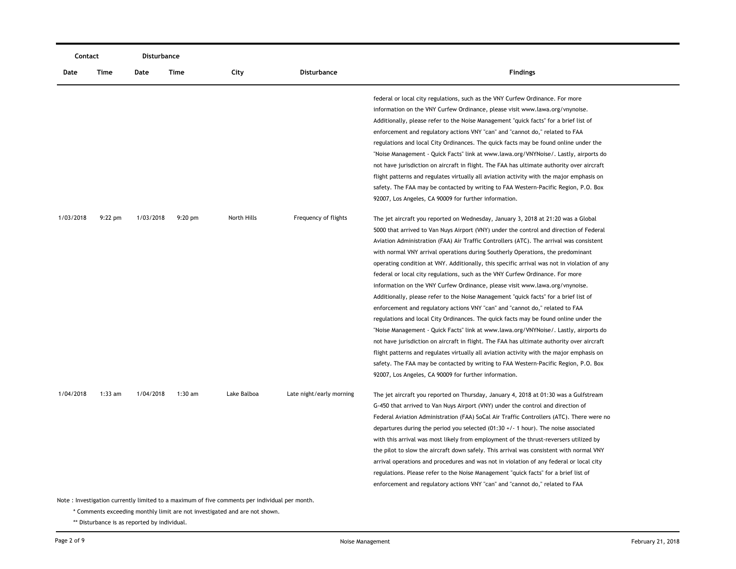| Contact | | Disturbance | | | | |
|---|---|---|---|---|---|---|
| Date | Time | Date | Time | City | Disturbance | Findings |
| | | | | | | federal or local city regulations, such as the VNY Curfew Ordinance. For more information on the VNY Curfew Ordinance, please visit www.lawa.org/vnynoise. Additionally, please refer to the Noise Management "quick facts" for a brief list of enforcement and regulatory actions VNY "can" and "cannot do," related to FAA regulations and local City Ordinances. The quick facts may be found online under the "Noise Management - Quick Facts" link at www.lawa.org/VNYNoise/. Lastly, airports do not have jurisdiction on aircraft in flight. The FAA has ultimate authority over aircraft flight patterns and regulates virtually all aviation activity with the major emphasis on safety. The FAA may be contacted by writing to FAA Western-Pacific Region, P.O. Box 92007, Los Angeles, CA 90009 for further information. |
| 1/03/2018 | 9:22 pm | 1/03/2018 | 9:20 pm | North Hills | Frequency of flights | The jet aircraft you reported on Wednesday, January 3, 2018 at 21:20 was a Global 5000 that arrived to Van Nuys Airport (VNY) under the control and direction of Federal Aviation Administration (FAA) Air Traffic Controllers (ATC). The arrival was consistent with normal VNY arrival operations during Southerly Operations, the predominant operating condition at VNY. Additionally, this specific arrival was not in violation of any federal or local city regulations, such as the VNY Curfew Ordinance. For more information on the VNY Curfew Ordinance, please visit www.lawa.org/vnynoise. Additionally, please refer to the Noise Management "quick facts" for a brief list of enforcement and regulatory actions VNY "can" and "cannot do," related to FAA regulations and local City Ordinances. The quick facts may be found online under the "Noise Management - Quick Facts" link at www.lawa.org/VNYNoise/. Lastly, airports do not have jurisdiction on aircraft in flight. The FAA has ultimate authority over aircraft flight patterns and regulates virtually all aviation activity with the major emphasis on safety. The FAA may be contacted by writing to FAA Western-Pacific Region, P.O. Box 92007, Los Angeles, CA 90009 for further information. |
| 1/04/2018 | 1:33 am | 1/04/2018 | 1:30 am | Lake Balboa | Late night/early morning | The jet aircraft you reported on Thursday, January 4, 2018 at 01:30 was a Gulfstream G-450 that arrived to Van Nuys Airport (VNY) under the control and direction of Federal Aviation Administration (FAA) SoCal Air Traffic Controllers (ATC). There were no departures during the period you selected (01:30 +/- 1 hour). The noise associated with this arrival was most likely from employment of the thrust-reversers utilized by the pilot to slow the aircraft down safely. This arrival was consistent with normal VNY arrival operations and procedures and was not in violation of any federal or local city regulations. Please refer to the Noise Management "quick facts" for a brief list of enforcement and regulatory actions VNY "can" and "cannot do," related to FAA |

Note : Investigation currently limited to a maximum of five comments per individual per month.

\* Comments exceeding monthly limit are not investigated and are not shown.

\*\* Disturbance is as reported by individual.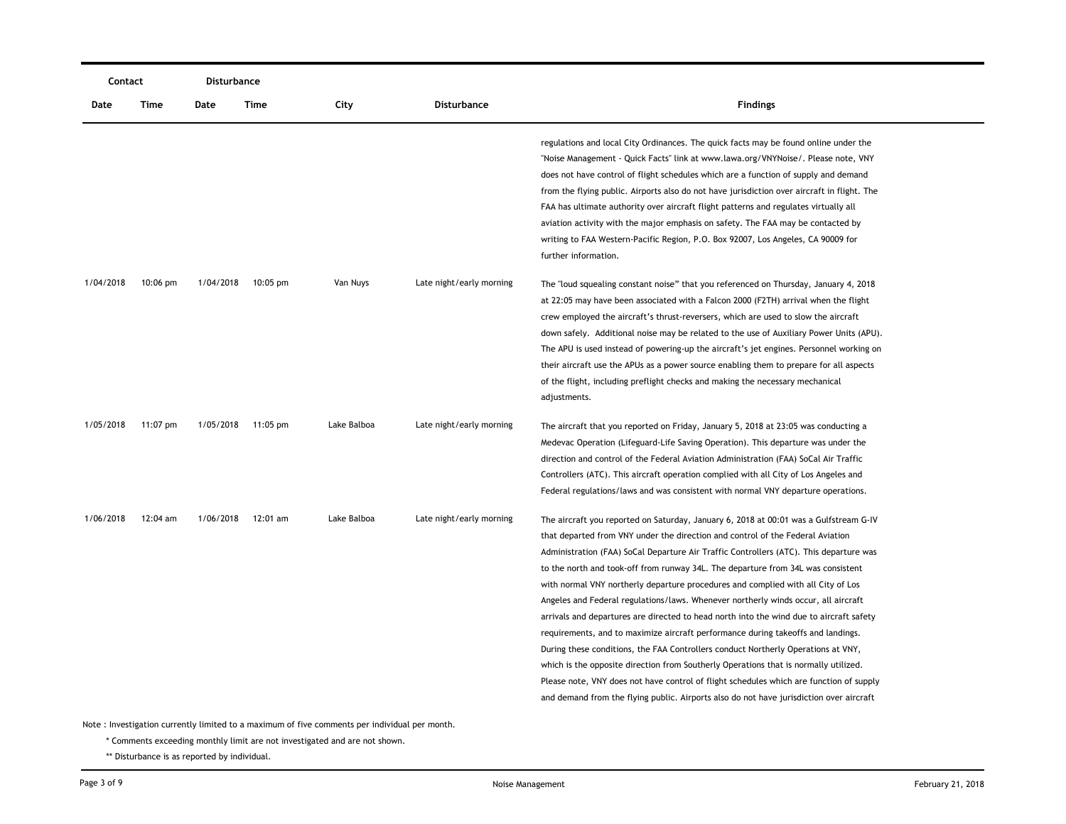| Contact | | Disturbance | | | | |
|---|---|---|---|---|---|---|
| Date | Time | Date | Time | City | Disturbance | Findings |
| | | | | | | regulations and local City Ordinances. The quick facts may be found online under the "Noise Management - Quick Facts" link at www.lawa.org/VNYNoise/. Please note, VNY does not have control of flight schedules which are a function of supply and demand from the flying public. Airports also do not have jurisdiction over aircraft in flight. The FAA has ultimate authority over aircraft flight patterns and regulates virtually all aviation activity with the major emphasis on safety. The FAA may be contacted by writing to FAA Western-Pacific Region, P.O. Box 92007, Los Angeles, CA 90009 for further information. |
| 1/04/2018 | 10:06 pm | 1/04/2018 | 10:05 pm | Van Nuys | Late night/early morning | The "loud squealing constant noise" that you referenced on Thursday, January 4, 2018 at 22:05 may have been associated with a Falcon 2000 (F2TH) arrival when the flight crew employed the aircraft's thrust-reversers, which are used to slow the aircraft down safely. Additional noise may be related to the use of Auxiliary Power Units (APU). The APU is used instead of powering-up the aircraft's jet engines. Personnel working on their aircraft use the APUs as a power source enabling them to prepare for all aspects of the flight, including preflight checks and making the necessary mechanical adjustments. |
| 1/05/2018 | 11:07 pm | 1/05/2018 | 11:05 pm | Lake Balboa | Late night/early morning | The aircraft that you reported on Friday, January 5, 2018 at 23:05 was conducting a Medevac Operation (Lifeguard-Life Saving Operation). This departure was under the direction and control of the Federal Aviation Administration (FAA) SoCal Air Traffic Controllers (ATC). This aircraft operation complied with all City of Los Angeles and Federal regulations/laws and was consistent with normal VNY departure operations. |
| 1/06/2018 | 12:04 am | 1/06/2018 | 12:01 am | Lake Balboa | Late night/early morning | The aircraft you reported on Saturday, January 6, 2018 at 00:01 was a Gulfstream G-IV that departed from VNY under the direction and control of the Federal Aviation Administration (FAA) SoCal Departure Air Traffic Controllers (ATC). This departure was to the north and took-off from runway 34L. The departure from 34L was consistent with normal VNY northerly departure procedures and complied with all City of Los Angeles and Federal regulations/laws. Whenever northerly winds occur, all aircraft arrivals and departures are directed to head north into the wind due to aircraft safety requirements, and to maximize aircraft performance during takeoffs and landings. During these conditions, the FAA Controllers conduct Northerly Operations at VNY, which is the opposite direction from Southerly Operations that is normally utilized. Please note, VNY does not have control of flight schedules which are function of supply and demand from the flying public. Airports also do not have jurisdiction over aircraft |

Note : Investigation currently limited to a maximum of five comments per individual per month.

\* Comments exceeding monthly limit are not investigated and are not shown.

\*\* Disturbance is as reported by individual.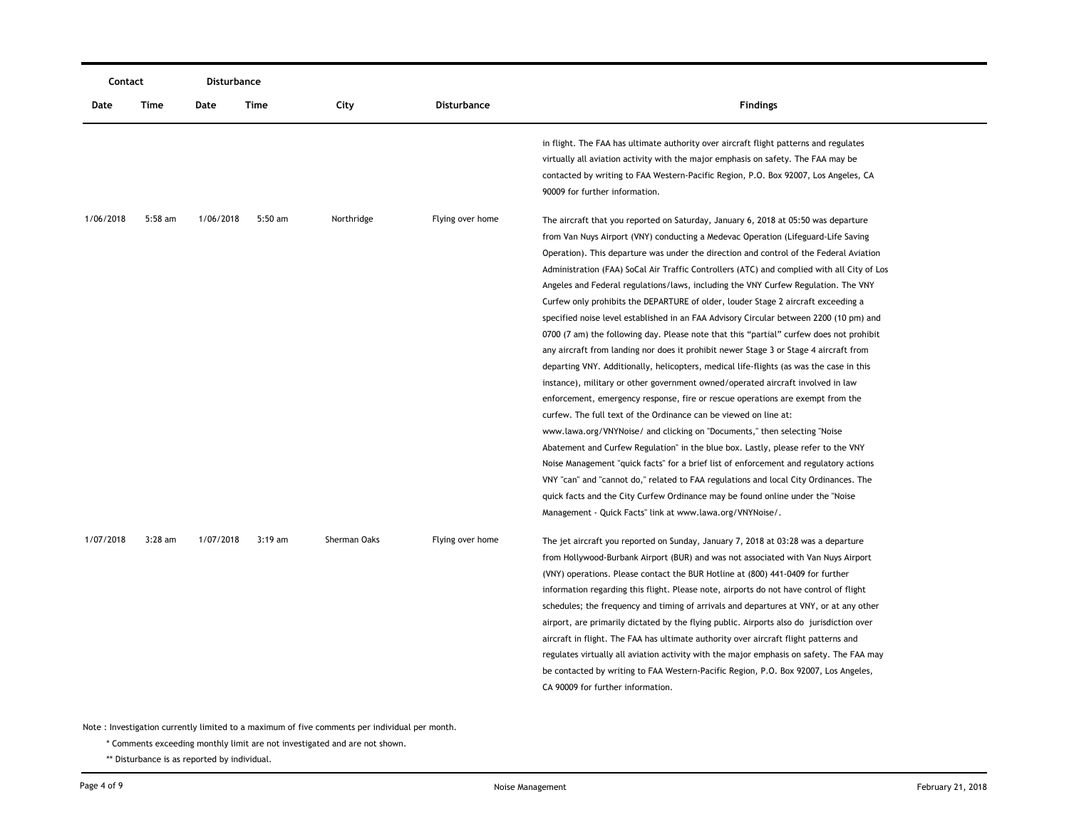| Contact | | Disturbance | | | | |
|---|---|---|---|---|---|---|
| Date | Time | Date | Time | City | Disturbance | Findings |
| | | | | | | in flight. The FAA has ultimate authority over aircraft flight patterns and regulates virtually all aviation activity with the major emphasis on safety. The FAA may be contacted by writing to FAA Western-Pacific Region, P.O. Box 92007, Los Angeles, CA 90009 for further information. |
| 1/06/2018 | 5:58 am | 1/06/2018 | 5:50 am | Northridge | Flying over home | The aircraft that you reported on Saturday, January 6, 2018 at 05:50 was departure from Van Nuys Airport (VNY) conducting a Medevac Operation (Lifeguard-Life Saving Operation). This departure was under the direction and control of the Federal Aviation Administration (FAA) SoCal Air Traffic Controllers (ATC) and complied with all City of Los Angeles and Federal regulations/laws, including the VNY Curfew Regulation. The VNY Curfew only prohibits the DEPARTURE of older, louder Stage 2 aircraft exceeding a specified noise level established in an FAA Advisory Circular between 2200 (10 pm) and 0700 (7 am) the following day. Please note that this "partial" curfew does not prohibit any aircraft from landing nor does it prohibit newer Stage 3 or Stage 4 aircraft from departing VNY. Additionally, helicopters, medical life-flights (as was the case in this instance), military or other government owned/operated aircraft involved in law enforcement, emergency response, fire or rescue operations are exempt from the curfew. The full text of the Ordinance can be viewed on line at: www.lawa.org/VNYNoise/ and clicking on "Documents," then selecting "Noise Abatement and Curfew Regulation" in the blue box. Lastly, please refer to the VNY Noise Management "quick facts" for a brief list of enforcement and regulatory actions VNY "can" and "cannot do," related to FAA regulations and local City Ordinances. The quick facts and the City Curfew Ordinance may be found online under the "Noise Management - Quick Facts" link at www.lawa.org/VNYNoise/. |
| 1/07/2018 | 3:28 am | 1/07/2018 | 3:19 am | Sherman Oaks | Flying over home | The jet aircraft you reported on Sunday, January 7, 2018 at 03:28 was a departure from Hollywood-Burbank Airport (BUR) and was not associated with Van Nuys Airport (VNY) operations. Please contact the BUR Hotline at (800) 441-0409 for further information regarding this flight. Please note, airports do not have control of flight schedules; the frequency and timing of arrivals and departures at VNY, or at any other airport, are primarily dictated by the flying public. Airports also do jurisdiction over aircraft in flight. The FAA has ultimate authority over aircraft flight patterns and regulates virtually all aviation activity with the major emphasis on safety. The FAA may be contacted by writing to FAA Western-Pacific Region, P.O. Box 92007, Los Angeles, CA 90009 for further information. |

Note : Investigation currently limited to a maximum of five comments per individual per month.

\* Comments exceeding monthly limit are not investigated and are not shown.

\*\* Disturbance is as reported by individual.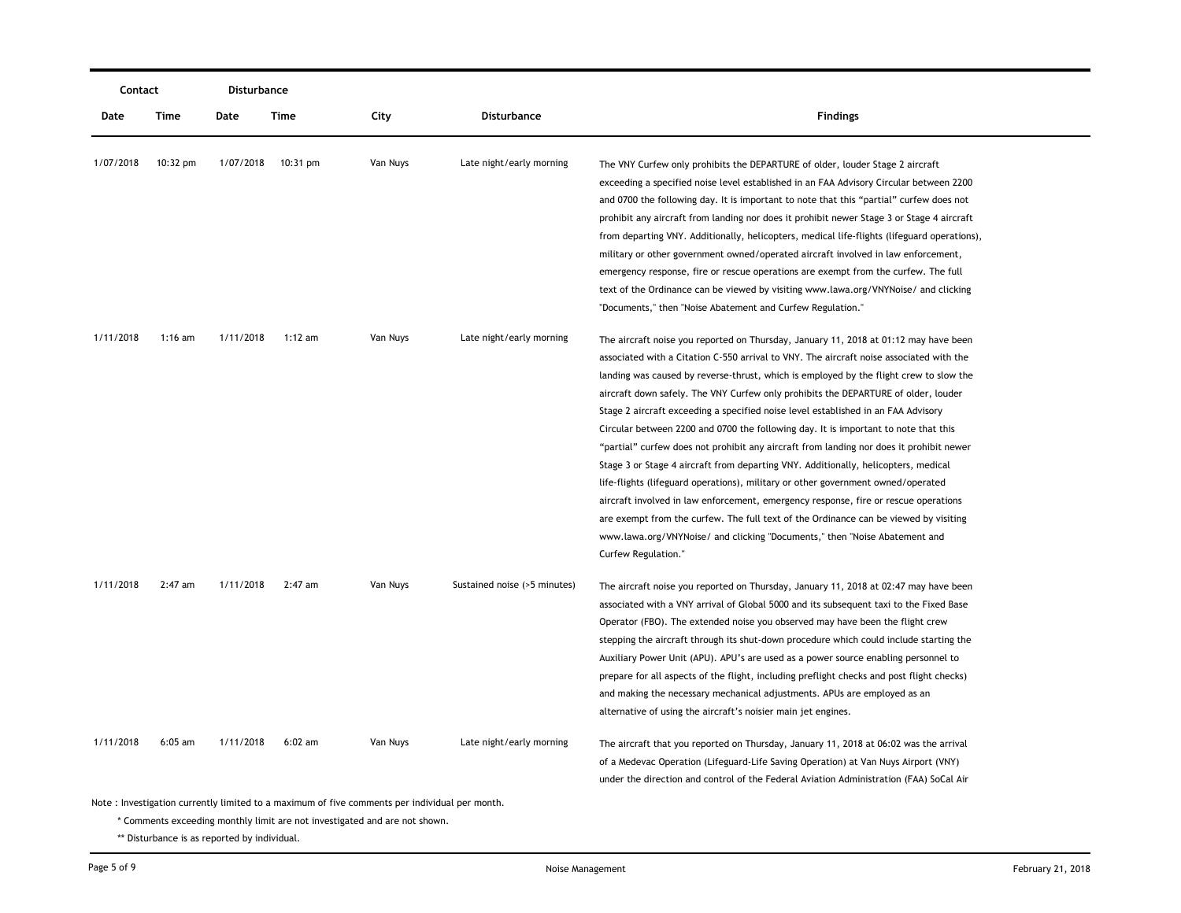| Contact | | Disturbance | | | | |
|---|---|---|---|---|---|---|
| Date | Time | Date | Time | City | Disturbance | Findings |
| 1/07/2018 | 10:32 pm | 1/07/2018 | 10:31 pm | Van Nuys | Late night/early morning | The VNY Curfew only prohibits the DEPARTURE of older, louder Stage 2 aircraft exceeding a specified noise level established in an FAA Advisory Circular between 2200 and 0700 the following day. It is important to note that this "partial" curfew does not prohibit any aircraft from landing nor does it prohibit newer Stage 3 or Stage 4 aircraft from departing VNY. Additionally, helicopters, medical life-flights (lifeguard operations), military or other government owned/operated aircraft involved in law enforcement, emergency response, fire or rescue operations are exempt from the curfew. The full text of the Ordinance can be viewed by visiting www.lawa.org/VNYNoise/ and clicking "Documents," then "Noise Abatement and Curfew Regulation." |
| 1/11/2018 | 1:16 am | 1/11/2018 | 1:12 am | Van Nuys | Late night/early morning | The aircraft noise you reported on Thursday, January 11, 2018 at 01:12 may have been associated with a Citation C-550 arrival to VNY. The aircraft noise associated with the landing was caused by reverse-thrust, which is employed by the flight crew to slow the aircraft down safely. The VNY Curfew only prohibits the DEPARTURE of older, louder Stage 2 aircraft exceeding a specified noise level established in an FAA Advisory Circular between 2200 and 0700 the following day. It is important to note that this "partial" curfew does not prohibit any aircraft from landing nor does it prohibit newer Stage 3 or Stage 4 aircraft from departing VNY. Additionally, helicopters, medical life-flights (lifeguard operations), military or other government owned/operated aircraft involved in law enforcement, emergency response, fire or rescue operations are exempt from the curfew. The full text of the Ordinance can be viewed by visiting www.lawa.org/VNYNoise/ and clicking "Documents," then "Noise Abatement and Curfew Regulation." |
| 1/11/2018 | 2:47 am | 1/11/2018 | 2:47 am | Van Nuys | Sustained noise (>5 minutes) | The aircraft noise you reported on Thursday, January 11, 2018 at 02:47 may have been associated with a VNY arrival of Global 5000 and its subsequent taxi to the Fixed Base Operator (FBO). The extended noise you observed may have been the flight crew stepping the aircraft through its shut-down procedure which could include starting the Auxiliary Power Unit (APU). APU's are used as a power source enabling personnel to prepare for all aspects of the flight, including preflight checks and post flight checks) and making the necessary mechanical adjustments. APUs are employed as an alternative of using the aircraft's noisier main jet engines. |
| 1/11/2018 | 6:05 am | 1/11/2018 | 6:02 am | Van Nuys | Late night/early morning | The aircraft that you reported on Thursday, January 11, 2018 at 06:02 was the arrival of a Medevac Operation (Lifeguard-Life Saving Operation) at Van Nuys Airport (VNY) under the direction and control of the Federal Aviation Administration (FAA) SoCal Air |

Note : Investigation currently limited to a maximum of five comments per individual per month.

\* Comments exceeding monthly limit are not investigated and are not shown.

\*\* Disturbance is as reported by individual.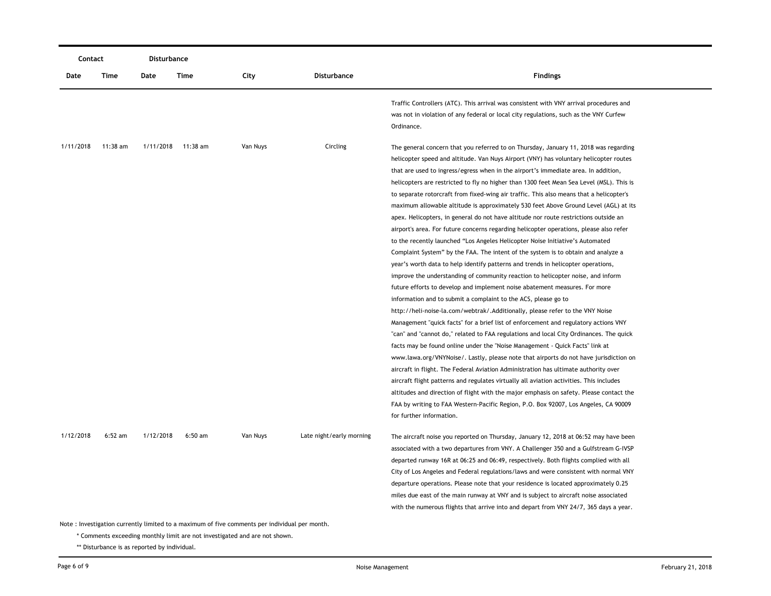| Contact | | Disturbance | | | | |
|---|---|---|---|---|---|---|
| Date | Time | Date | Time | City | Disturbance | Findings |
| | | | | | | Traffic Controllers (ATC). This arrival was consistent with VNY arrival procedures and was not in violation of any federal or local city regulations, such as the VNY Curfew Ordinance. |
| 1/11/2018 | 11:38 am | 1/11/2018 | 11:38 am | Van Nuys | Circling | The general concern that you referred to on Thursday, January 11, 2018 was regarding helicopter speed and altitude. Van Nuys Airport (VNY) has voluntary helicopter routes that are used to ingress/egress when in the airport's immediate area. In addition, helicopters are restricted to fly no higher than 1300 feet Mean Sea Level (MSL). This is to separate rotorcraft from fixed-wing air traffic. This also means that a helicopter's maximum allowable altitude is approximately 530 feet Above Ground Level (AGL) at its apex. Helicopters, in general do not have altitude nor route restrictions outside an airport's area. For future concerns regarding helicopter operations, please also refer to the recently launched "Los Angeles Helicopter Noise Initiative's Automated Complaint System" by the FAA. The intent of the system is to obtain and analyze a year's worth data to help identify patterns and trends in helicopter operations, improve the understanding of community reaction to helicopter noise, and inform future efforts to develop and implement noise abatement measures. For more information and to submit a complaint to the ACS, please go to http://heli-noise-la.com/webtrak/.Additionally, please refer to the VNY Noise Management "quick facts" for a brief list of enforcement and regulatory actions VNY "can" and "cannot do," related to FAA regulations and local City Ordinances. The quick facts may be found online under the "Noise Management - Quick Facts" link at www.lawa.org/VNYNoise/. Lastly, please note that airports do not have jurisdiction on aircraft in flight. The Federal Aviation Administration has ultimate authority over aircraft flight patterns and regulates virtually all aviation activities. This includes altitudes and direction of flight with the major emphasis on safety. Please contact the FAA by writing to FAA Western-Pacific Region, P.O. Box 92007, Los Angeles, CA 90009 for further information. |
| 1/12/2018 | 6:52 am | 1/12/2018 | 6:50 am | Van Nuys | Late night/early morning | The aircraft noise you reported on Thursday, January 12, 2018 at 06:52 may have been associated with a two departures from VNY. A Challenger 350 and a Gulfstream G-IVSP departed runway 16R at 06:25 and 06:49, respectively. Both flights complied with all City of Los Angeles and Federal regulations/laws and were consistent with normal VNY departure operations. Please note that your residence is located approximately 0.25 miles due east of the main runway at VNY and is subject to aircraft noise associated with the numerous flights that arrive into and depart from VNY 24/7, 365 days a year. |

Note : Investigation currently limited to a maximum of five comments per individual per month.

\* Comments exceeding monthly limit are not investigated and are not shown.

\*\* Disturbance is as reported by individual.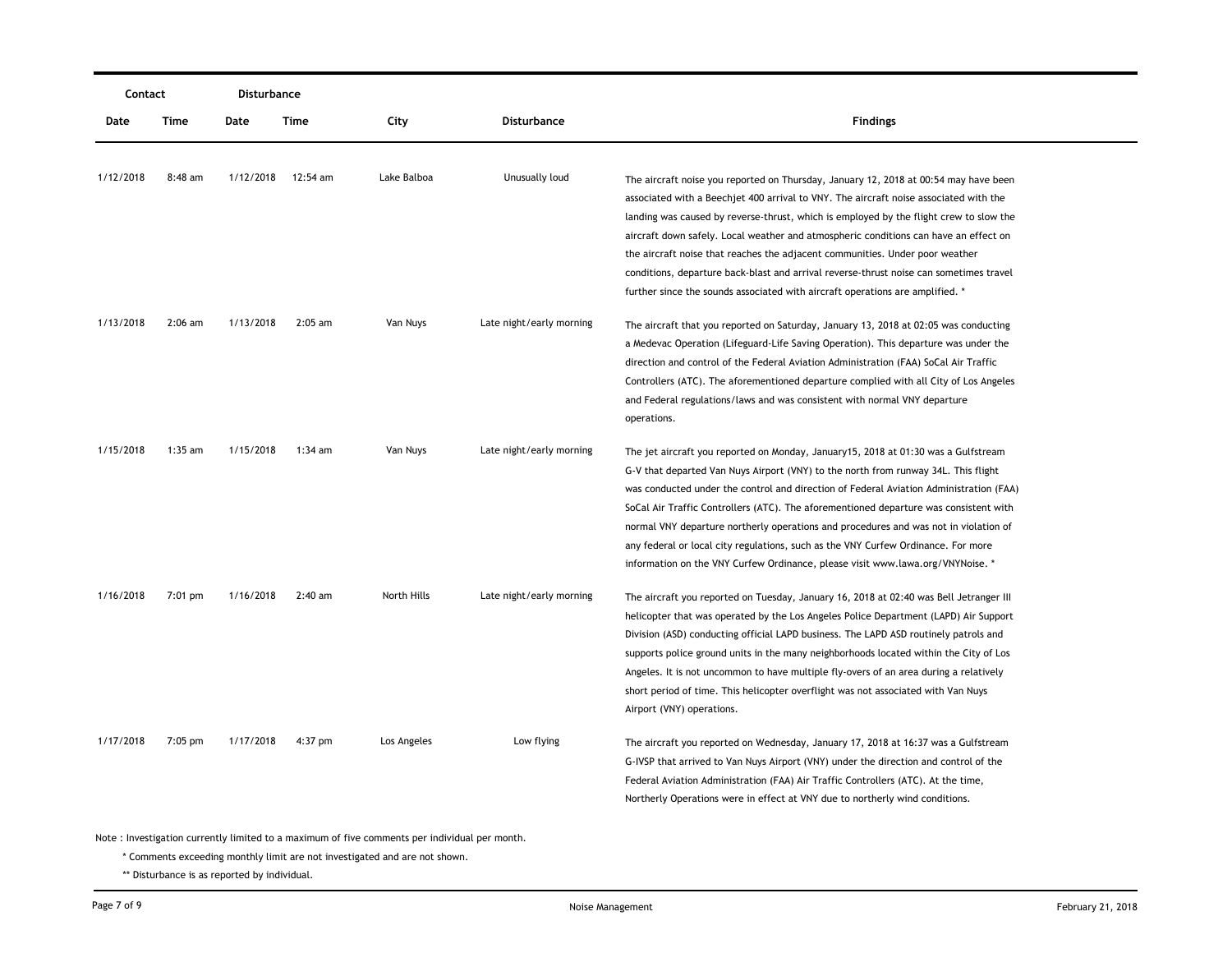| Contact | | Disturbance | | | | |
|---|---|---|---|---|---|---|
| Date | Time | Date | Time | City | Disturbance | Findings |
| 1/12/2018 | 8:48 am | 1/12/2018 | 12:54 am | Lake Balboa | Unusually loud | The aircraft noise you reported on Thursday, January 12, 2018 at 00:54 may have been associated with a Beechjet 400 arrival to VNY. The aircraft noise associated with the landing was caused by reverse-thrust, which is employed by the flight crew to slow the aircraft down safely. Local weather and atmospheric conditions can have an effect on the aircraft noise that reaches the adjacent communities. Under poor weather conditions, departure back-blast and arrival reverse-thrust noise can sometimes travel further since the sounds associated with aircraft operations are amplified. * |
| 1/13/2018 | 2:06 am | 1/13/2018 | 2:05 am | Van Nuys | Late night/early morning | The aircraft that you reported on Saturday, January 13, 2018 at 02:05 was conducting a Medevac Operation (Lifeguard-Life Saving Operation). This departure was under the direction and control of the Federal Aviation Administration (FAA) SoCal Air Traffic Controllers (ATC). The aforementioned departure complied with all City of Los Angeles and Federal regulations/laws and was consistent with normal VNY departure operations. |
| 1/15/2018 | 1:35 am | 1/15/2018 | 1:34 am | Van Nuys | Late night/early morning | The jet aircraft you reported on Monday, January15, 2018 at 01:30 was a Gulfstream G-V that departed Van Nuys Airport (VNY) to the north from runway 34L. This flight was conducted under the control and direction of Federal Aviation Administration (FAA) SoCal Air Traffic Controllers (ATC). The aforementioned departure was consistent with normal VNY departure northerly operations and procedures and was not in violation of any federal or local city regulations, such as the VNY Curfew Ordinance. For more information on the VNY Curfew Ordinance, please visit www.lawa.org/VNYNoise. * |
| 1/16/2018 | 7:01 pm | 1/16/2018 | 2:40 am | North Hills | Late night/early morning | The aircraft you reported on Tuesday, January 16, 2018 at 02:40 was Bell Jetranger III helicopter that was operated by the Los Angeles Police Department (LAPD) Air Support Division (ASD) conducting official LAPD business. The LAPD ASD routinely patrols and supports police ground units in the many neighborhoods located within the City of Los Angeles. It is not uncommon to have multiple fly-overs of an area during a relatively short period of time. This helicopter overflight was not associated with Van Nuys Airport (VNY) operations. |
| 1/17/2018 | 7:05 pm | 1/17/2018 | 4:37 pm | Los Angeles | Low flying | The aircraft you reported on Wednesday, January 17, 2018 at 16:37 was a Gulfstream G-IVSP that arrived to Van Nuys Airport (VNY) under the direction and control of the Federal Aviation Administration (FAA) Air Traffic Controllers (ATC). At the time, Northerly Operations were in effect at VNY due to northerly wind conditions. |

Note : Investigation currently limited to a maximum of five comments per individual per month.

\* Comments exceeding monthly limit are not investigated and are not shown.

\*\* Disturbance is as reported by individual.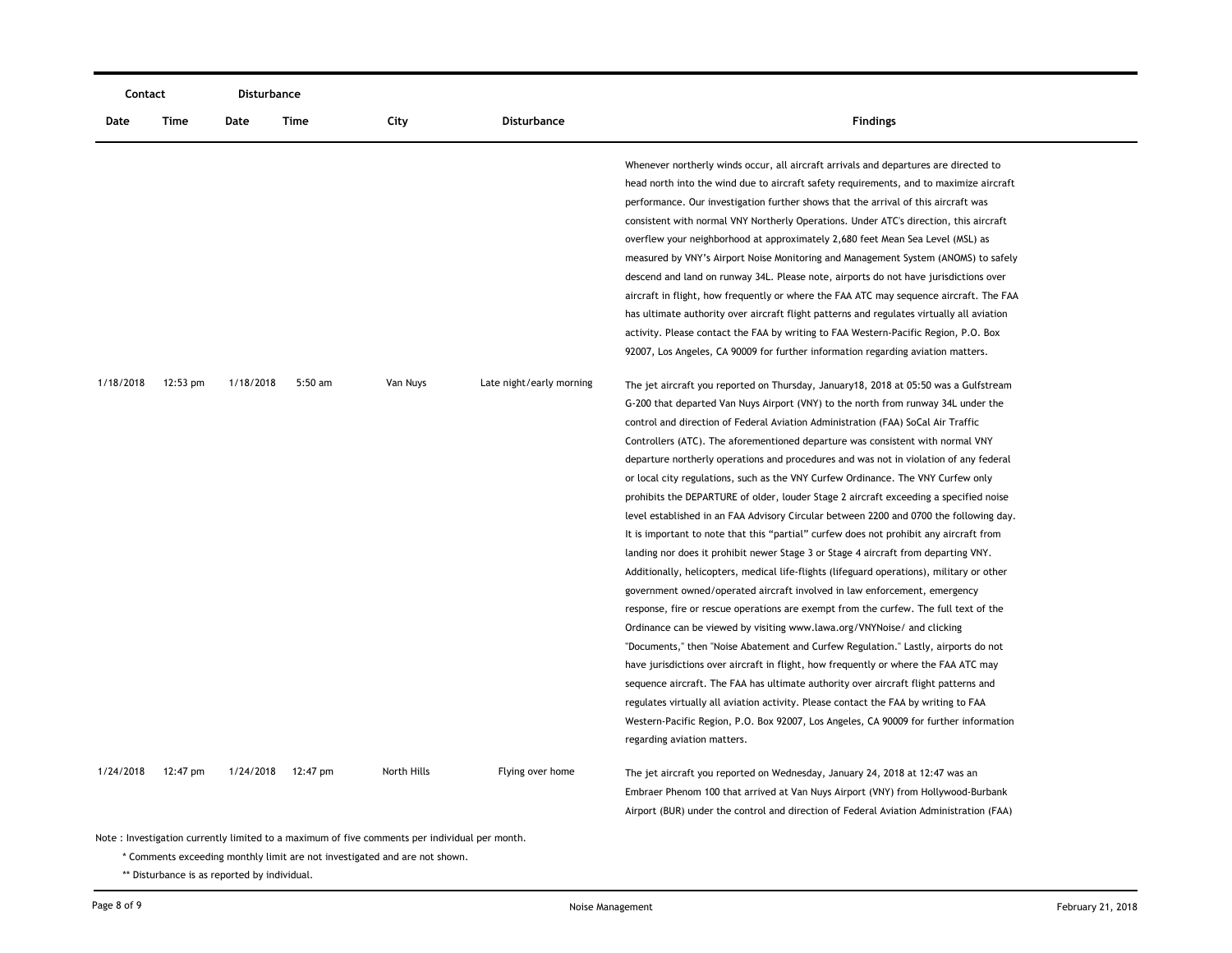| Contact | | Disturbance | | | | |
|---|---|---|---|---|---|---|
| Date | Time | Date | Time | City | Disturbance | Findings |
| | | | | | | Whenever northerly winds occur, all aircraft arrivals and departures are directed to head north into the wind due to aircraft safety requirements, and to maximize aircraft performance. Our investigation further shows that the arrival of this aircraft was consistent with normal VNY Northerly Operations. Under ATC's direction, this aircraft overflew your neighborhood at approximately 2,680 feet Mean Sea Level (MSL) as measured by VNY's Airport Noise Monitoring and Management System (ANOMS) to safely descend and land on runway 34L. Please note, airports do not have jurisdictions over aircraft in flight, how frequently or where the FAA ATC may sequence aircraft. The FAA has ultimate authority over aircraft flight patterns and regulates virtually all aviation activity. Please contact the FAA by writing to FAA Western-Pacific Region, P.O. Box 92007, Los Angeles, CA 90009 for further information regarding aviation matters. |
| 1/18/2018 | 12:53 pm | 1/18/2018 | 5:50 am | Van Nuys | Late night/early morning | The jet aircraft you reported on Thursday, January18, 2018 at 05:50 was a Gulfstream G-200 that departed Van Nuys Airport (VNY) to the north from runway 34L under the control and direction of Federal Aviation Administration (FAA) SoCal Air Traffic Controllers (ATC). The aforementioned departure was consistent with normal VNY departure northerly operations and procedures and was not in violation of any federal or local city regulations, such as the VNY Curfew Ordinance. The VNY Curfew only prohibits the DEPARTURE of older, louder Stage 2 aircraft exceeding a specified noise level established in an FAA Advisory Circular between 2200 and 0700 the following day. It is important to note that this "partial" curfew does not prohibit any aircraft from landing nor does it prohibit newer Stage 3 or Stage 4 aircraft from departing VNY. Additionally, helicopters, medical life-flights (lifeguard operations), military or other government owned/operated aircraft involved in law enforcement, emergency response, fire or rescue operations are exempt from the curfew. The full text of the Ordinance can be viewed by visiting www.lawa.org/VNYNoise/ and clicking "Documents," then "Noise Abatement and Curfew Regulation." Lastly, airports do not have jurisdictions over aircraft in flight, how frequently or where the FAA ATC may sequence aircraft. The FAA has ultimate authority over aircraft flight patterns and regulates virtually all aviation activity. Please contact the FAA by writing to FAA Western-Pacific Region, P.O. Box 92007, Los Angeles, CA 90009 for further information regarding aviation matters. |
| 1/24/2018 | 12:47 pm | 1/24/2018 | 12:47 pm | North Hills | Flying over home | The jet aircraft you reported on Wednesday, January 24, 2018 at 12:47 was an Embraer Phenom 100 that arrived at Van Nuys Airport (VNY) from Hollywood-Burbank Airport (BUR) under the control and direction of Federal Aviation Administration (FAA) |

Note : Investigation currently limited to a maximum of five comments per individual per month.

\* Comments exceeding monthly limit are not investigated and are not shown.

\*\* Disturbance is as reported by individual.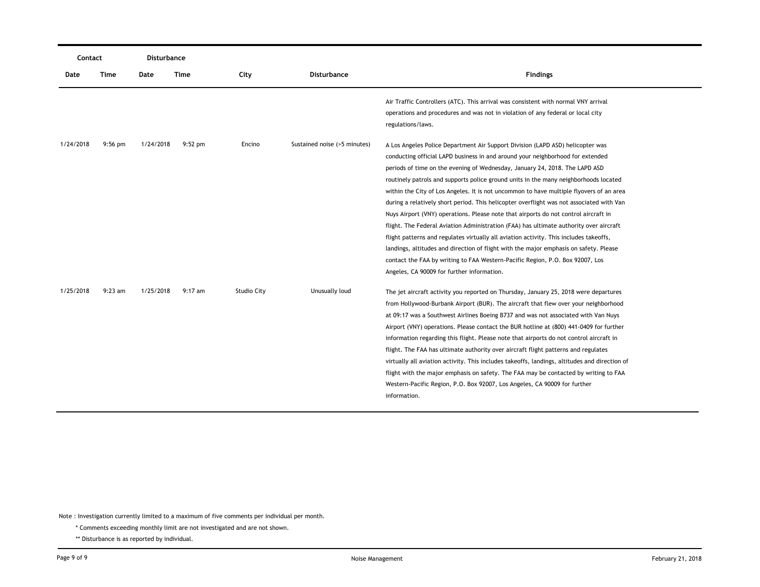| Contact | | Disturbance | | | | |
|---|---|---|---|---|---|---|
| Date | Time | Date | Time | City | Disturbance | Findings |
| | | | | | | Air Traffic Controllers (ATC). This arrival was consistent with normal VNY arrival operations and procedures and was not in violation of any federal or local city regulations/laws. |
| 1/24/2018 | 9:56 pm | 1/24/2018 | 9:52 pm | Encino | Sustained noise (>5 minutes) | A Los Angeles Police Department Air Support Division (LAPD ASD) helicopter was conducting official LAPD business in and around your neighborhood for extended periods of time on the evening of Wednesday, January 24, 2018. The LAPD ASD routinely patrols and supports police ground units in the many neighborhoods located within the City of Los Angeles. It is not uncommon to have multiple flyovers of an area during a relatively short period. This helicopter overflight was not associated with Van Nuys Airport (VNY) operations. Please note that airports do not control aircraft in flight. The Federal Aviation Administration (FAA) has ultimate authority over aircraft flight patterns and regulates virtually all aviation activity. This includes takeoffs, landings, altitudes and direction of flight with the major emphasis on safety. Please contact the FAA by writing to FAA Western-Pacific Region, P.O. Box 92007, Los Angeles, CA 90009 for further information. |
| 1/25/2018 | 9:23 am | 1/25/2018 | 9:17 am | Studio City | Unusually loud | The jet aircraft activity you reported on Thursday, January 25, 2018 were departures from Hollywood-Burbank Airport (BUR). The aircraft that flew over your neighborhood at 09:17 was a Southwest Airlines Boeing B737 and was not associated with Van Nuys Airport (VNY) operations. Please contact the BUR hotline at (800) 441-0409 for further information regarding this flight. Please note that airports do not control aircraft in flight. The FAA has ultimate authority over aircraft flight patterns and regulates virtually all aviation activity. This includes takeoffs, landings, altitudes and direction of flight with the major emphasis on safety. The FAA may be contacted by writing to FAA Western-Pacific Region, P.O. Box 92007, Los Angeles, CA 90009 for further information. |

Note : Investigation currently limited to a maximum of five comments per individual per month.

\* Comments exceeding monthly limit are not investigated and are not shown.

\*\* Disturbance is as reported by individual.